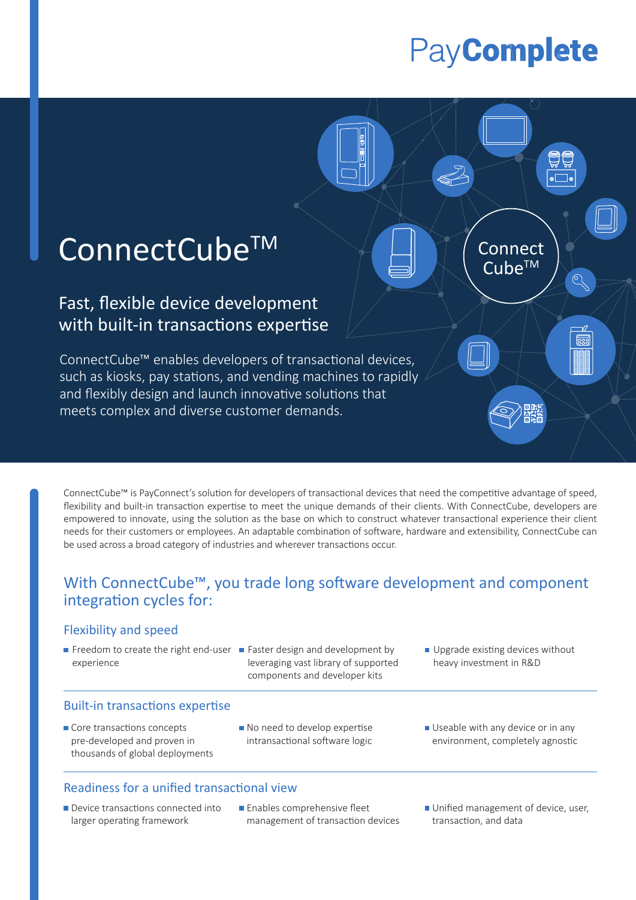PayComplete

# ConnectCube™

## Fast, flexible device development with built-in transactions expertise

ConnectCube™ enables developers of transactional devices, such as kiosks, pay stations, and vending machines to rapidly and flexibly design and launch innovative solutions that meets complex and diverse customer demands.

ConnectCube™ is PayConnect's solution for developers of transactional devices that need the competitive advantage of speed, flexibility and built-in transaction expertise to meet the unique demands of their clients. With ConnectCube, developers are empowered to innovate, using the solution as the base on which to construct whatever transactional experience their client needs for their customers or employees. An adaptable combination of software, hardware and extensibility, ConnectCube can be used across a broad category of industries and wherever transactions occur.

## With ConnectCube™, you trade long software development and component integration cycles for:

### Flexibility and speed

- Freedom to create the right end-user experience
- Faster design and development by leveraging vast library of supported components and developer kits
- Upgrade existing devices without heavy investment in R&D

### Built-in transactions expertise

- Core transactions concepts pre-developed and proven in thousands of global deployments
- No need to develop expertise intransactional software logic
- Useable with any device or in any environment, completely agnostic

### Readiness for a unified transactional view

- Device transactions connected into larger operating framework
- Enables comprehensive fleet management of transaction devices
- Unified management of device, user, transaction, and data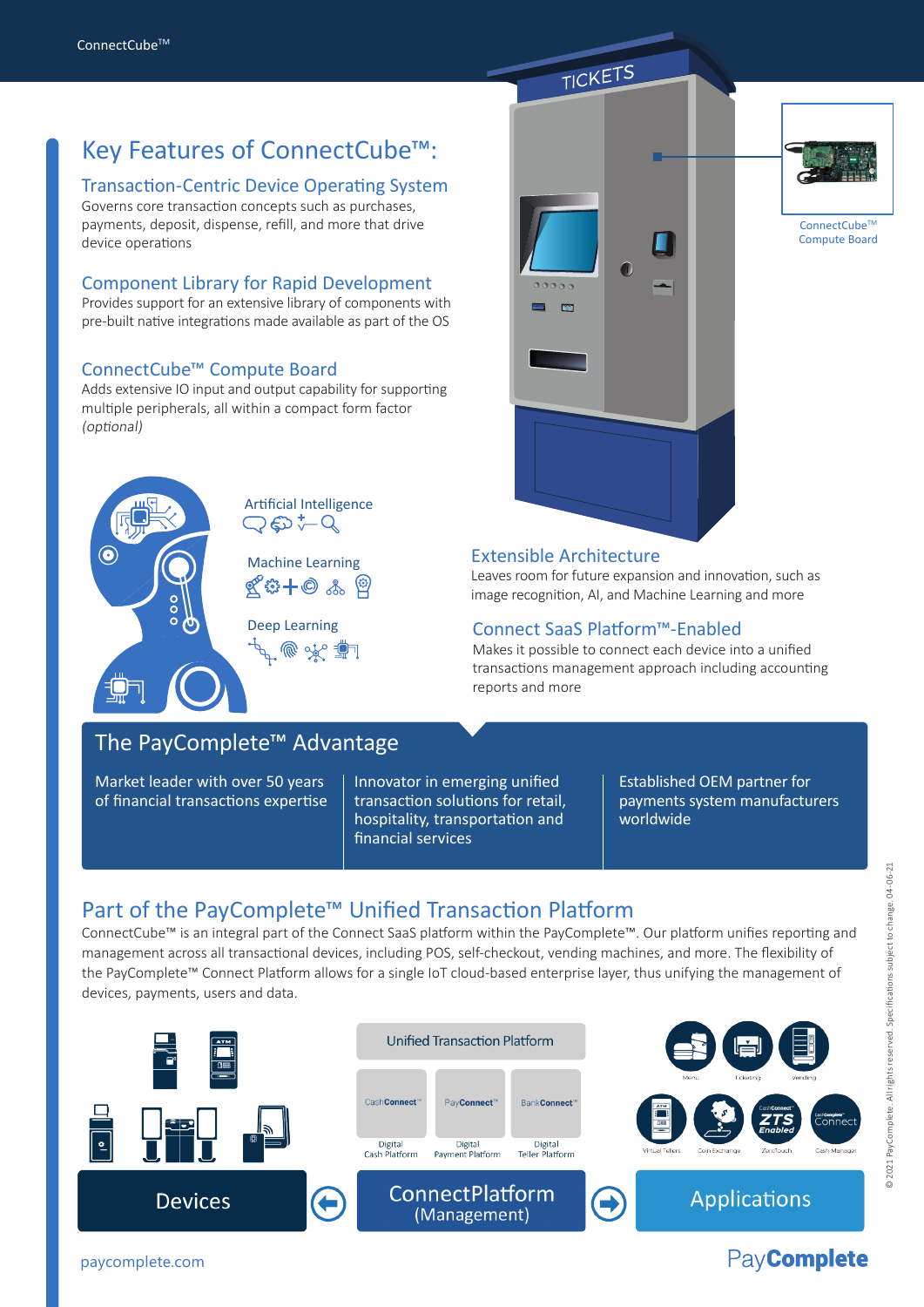## Key Features of ConnectCube™:

### Transaction-Centric Device Operating System

Governs core transaction concepts such as purchases, payments, deposit, dispense, refill, and more that drive device operations

### Component Library for Rapid Development

Provides support for an extensive library of components with pre-built native integrations made available as part of the OS

### ConnectCube™ Compute Board

Adds extensive IO input and output capability for supporting multiple peripherals, all within a compact form factor *(optional)*

TICKETS

ConnectCube™ Compute Board

Artificial Intelligence

Machine Learning

Deep Learning

### Extensible Architecture

Leaves room for future expansion and innovation, such as image recognition, AI, and Machine Learning and more

### Connect SaaS Platform™-Enabled

Makes it possible to connect each device into a unified transactions management approach including accounting reports and more

## The PayComplete™ Advantage

- Market leader with over 50 years of financial transactions expertise
- Innovator in emerging unified transaction solutions for retail, hospitality, transportation and financial services
- Established OEM partner for payments system manufacturers worldwide

## Part of the PayComplete™ Unified Transaction Platform

ConnectCube™ is an integral part of the Connect SaaS platform within the PayComplete™. Our platform unifies reporting and management across all transactional devices, including POS, self-checkout, vending machines, and more. The flexibility of the PayComplete™ Connect Platform allows for a single IoT cloud-based enterprise layer, thus unifying the management of devices, payments, users and data.

Devices

Unified Transaction Platform

CashConnect™ — Digital Cash Platform

PayConnect™ — Digital Payment Platform

BankConnect™ — Digital Teller Platform

ConnectPlatform (Management)

Menu, Ticketing, Vending, Virtual Tellers, Coin Exchange, ZeroTouch, Cash Manager

Applications

paycomplete.com

PayComplete

© 2021 PayComplete. All rights reserved. Specifications subject to change. 04-06-21